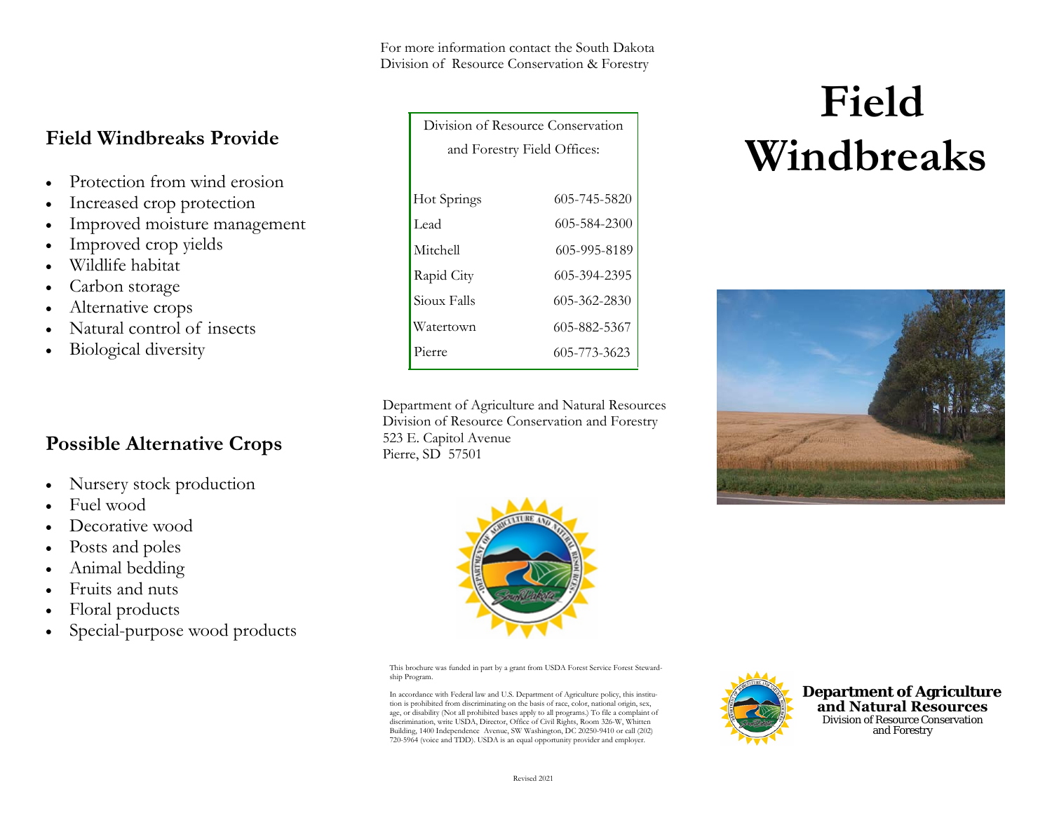## Field Windbreaks Provide

- Protection from wind erosion
- Increased crop protection
- Improved moisture management
- Improved crop yields
- Wildlife habitat
- Carbon storage
- Alternative crops
- Natural control of insects
- Biological diversity

## Possible Alternative Crops

- Nursery stock production
- Fuel wood
- Decorative wood
- Posts and poles
- Animal bedding
- Fruits and nuts
- Floral products
- Special-purpose wood products

For more information contact the South Dakota Division of Resource Conservation & Forestry

| Division of Resource Conservation and Forestry Field Offices: | |
|---|---|
| Hot Springs | 605-745-5820 |
| Lead | 605-584-2300 |
| Mitchell | 605-995-8189 |
| Rapid City | 605-394-2395 |
| Sioux Falls | 605-362-2830 |
| Watertown | 605-882-5367 |
| Pierre | 605-773-3623 |

Department of Agriculture and Natural Resources
Division of Resource Conservation and Forestry
523 E. Capitol Avenue
Pierre, SD 57501

This brochure was funded in part by a grant from USDA Forest Service Forest Stewardship Program.

In accordance with Federal law and U.S. Department of Agriculture policy, this institution is prohibited from discriminating on the basis of race, color, national origin, sex, age, or disability (Not all prohibited bases apply to all programs.) To file a complaint of discrimination, write USDA, Director, Office of Civil Rights, Room 326-W, Whitten Building, 1400 Independence Avenue, SW Washington, DC 20250-9410 or call (202) 720-5964 (voice and TDD). USDA is an equal opportunity provider and employer.

Revised 2021

# Field Windbreaks

**Department of Agriculture and Natural Resources**
Division of Resource Conservation and Forestry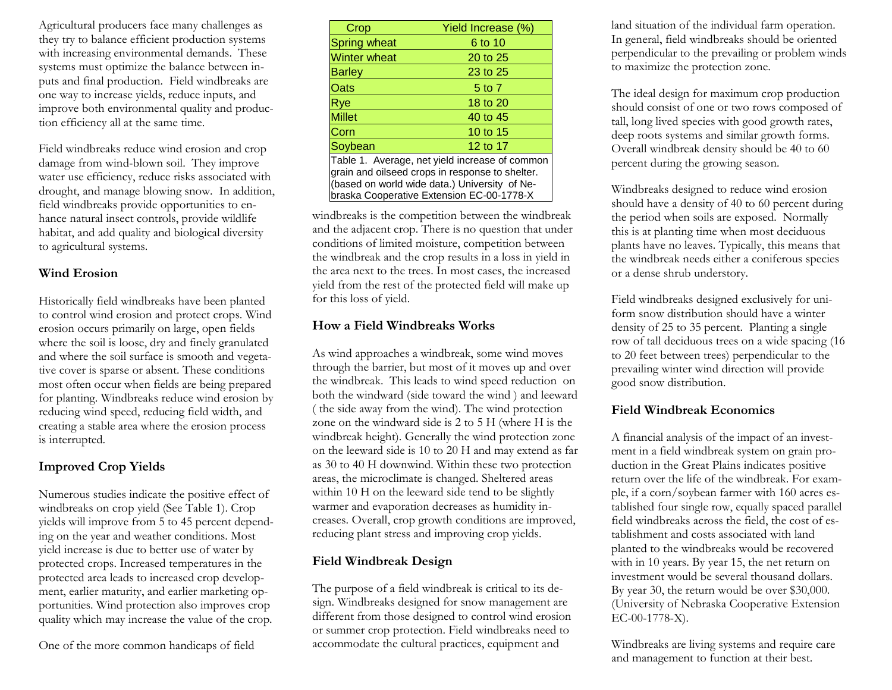Agricultural producers face many challenges as they try to balance efficient production systems with increasing environmental demands. These systems must optimize the balance between inputs and final production. Field windbreaks are one way to increase yields, reduce inputs, and improve both environmental quality and production efficiency all at the same time.

Field windbreaks reduce wind erosion and crop damage from wind-blown soil. They improve water use efficiency, reduce risks associated with drought, and manage blowing snow. In addition, field windbreaks provide opportunities to enhance natural insect controls, provide wildlife habitat, and add quality and biological diversity to agricultural systems.

### Wind Erosion

Historically field windbreaks have been planted to control wind erosion and protect crops. Wind erosion occurs primarily on large, open fields where the soil is loose, dry and finely granulated and where the soil surface is smooth and vegetative cover is sparse or absent. These conditions most often occur when fields are being prepared for planting. Windbreaks reduce wind erosion by reducing wind speed, reducing field width, and creating a stable area where the erosion process is interrupted.

### Improved Crop Yields

Numerous studies indicate the positive effect of windbreaks on crop yield (See Table 1). Crop yields will improve from 5 to 45 percent depending on the year and weather conditions. Most yield increase is due to better use of water by protected crops. Increased temperatures in the protected area leads to increased crop development, earlier maturity, and earlier marketing opportunities. Wind protection also improves crop quality which may increase the value of the crop.

| Crop | Yield Increase (%) |
|---|---|
| Spring wheat | 6 to 10 |
| Winter wheat | 20 to 25 |
| Barley | 23 to 25 |
| Oats | 5 to 7 |
| Rye | 18 to 20 |
| Millet | 40 to 45 |
| Corn | 10 to 15 |
| Soybean | 12 to 17 |

Table 1. Average, net yield increase of common grain and oilseed crops in response to shelter. (based on world wide data.) University of Nebraska Cooperative Extension EC-00-1778-X

One of the more common handicaps of field windbreaks is the competition between the windbreak and the adjacent crop. There is no question that under conditions of limited moisture, competition between the windbreak and the crop results in a loss in yield in the area next to the trees. In most cases, the increased yield from the rest of the protected field will make up for this loss of yield.

### How a Field Windbreaks Works

As wind approaches a windbreak, some wind moves through the barrier, but most of it moves up and over the windbreak. This leads to wind speed reduction on both the windward (side toward the wind ) and leeward ( the side away from the wind). The wind protection zone on the windward side is 2 to 5 H (where H is the windbreak height). Generally the wind protection zone on the leeward side is 10 to 20 H and may extend as far as 30 to 40 H downwind. Within these two protection areas, the microclimate is changed. Sheltered areas within 10 H on the leeward side tend to be slightly warmer and evaporation decreases as humidity increases. Overall, crop growth conditions are improved, reducing plant stress and improving crop yields.

### Field Windbreak Design

The purpose of a field windbreak is critical to its design. Windbreaks designed for snow management are different from those designed to control wind erosion or summer crop protection. Field windbreaks need to accommodate the cultural practices, equipment and land situation of the individual farm operation. In general, field windbreaks should be oriented perpendicular to the prevailing or problem winds to maximize the protection zone.

The ideal design for maximum crop production should consist of one or two rows composed of tall, long lived species with good growth rates, deep roots systems and similar growth forms. Overall windbreak density should be 40 to 60 percent during the growing season.

Windbreaks designed to reduce wind erosion should have a density of 40 to 60 percent during the period when soils are exposed. Normally this is at planting time when most deciduous plants have no leaves. Typically, this means that the windbreak needs either a coniferous species or a dense shrub understory.

Field windbreaks designed exclusively for uniform snow distribution should have a winter density of 25 to 35 percent. Planting a single row of tall deciduous trees on a wide spacing (16 to 20 feet between trees) perpendicular to the prevailing winter wind direction will provide good snow distribution.

### Field Windbreak Economics

A financial analysis of the impact of an investment in a field windbreak system on grain production in the Great Plains indicates positive return over the life of the windbreak. For example, if a corn/soybean farmer with 160 acres established four single row, equally spaced parallel field windbreaks across the field, the cost of establishment and costs associated with land planted to the windbreaks would be recovered with in 10 years. By year 15, the net return on investment would be several thousand dollars. By year 30, the return would be over $30,000. (University of Nebraska Cooperative Extension EC-00-1778-X).

Windbreaks are living systems and require care and management to function at their best.